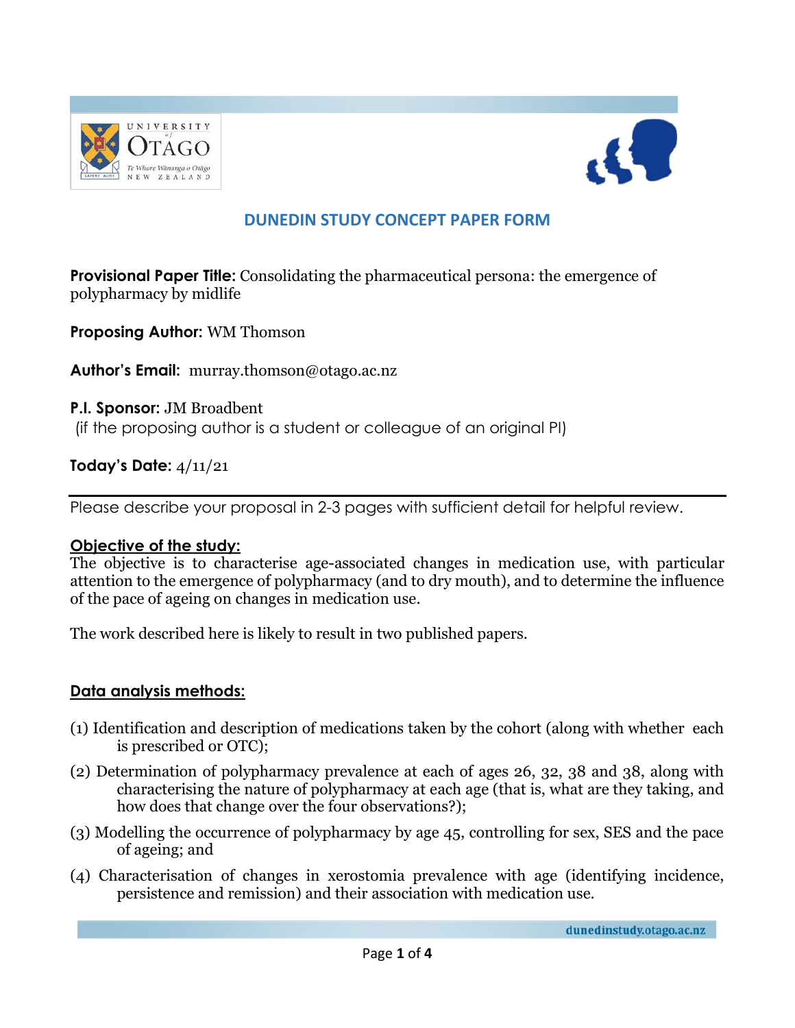# DUNEDIN STUDY CONCEPT PAPER FORM

**Provisional Paper Title:** Consolidating the pharmaceutical persona: the emergence of polypharmacy by midlife

**Proposing Author:** WM Thomson

**Author's Email:** murray.thomson@otago.ac.nz

**P.I. Sponsor:** JM Broadbent
(if the proposing author is a student or colleague of an original PI)

**Today's Date:** 4/11/21

---

Please describe your proposal in 2-3 pages with sufficient detail for helpful review.

**Objective of the study:**

The objective is to characterise age-associated changes in medication use, with particular attention to the emergence of polypharmacy (and to dry mouth), and to determine the influence of the pace of ageing on changes in medication use.

The work described here is likely to result in two published papers.

**Data analysis methods:**

(1) Identification and description of medications taken by the cohort (along with whether each is prescribed or OTC);

(2) Determination of polypharmacy prevalence at each of ages 26, 32, 38 and 38, along with characterising the nature of polypharmacy at each age (that is, what are they taking, and how does that change over the four observations?);

(3) Modelling the occurrence of polypharmacy by age 45, controlling for sex, SES and the pace of ageing; and

(4) Characterisation of changes in xerostomia prevalence with age (identifying incidence, persistence and remission) and their association with medication use.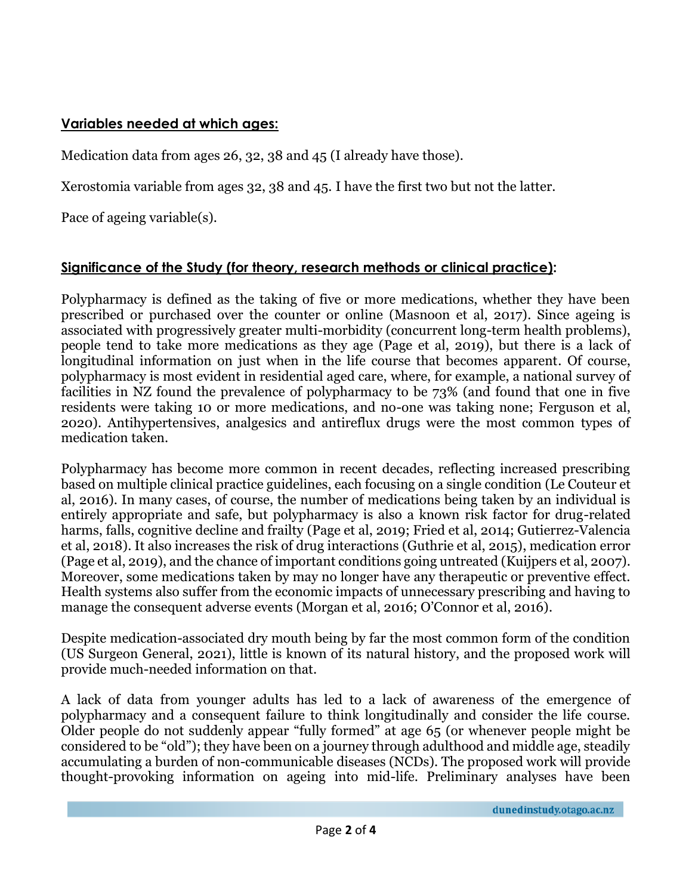**Variables needed at which ages:**

Medication data from ages 26, 32, 38 and 45 (I already have those).

Xerostomia variable from ages 32, 38 and 45. I have the first two but not the latter.

Pace of ageing variable(s).

**Significance of the Study (for theory, research methods or clinical practice):**

Polypharmacy is defined as the taking of five or more medications, whether they have been prescribed or purchased over the counter or online (Masnoon et al, 2017). Since ageing is associated with progressively greater multi-morbidity (concurrent long-term health problems), people tend to take more medications as they age (Page et al, 2019), but there is a lack of longitudinal information on just when in the life course that becomes apparent. Of course, polypharmacy is most evident in residential aged care, where, for example, a national survey of facilities in NZ found the prevalence of polypharmacy to be 73% (and found that one in five residents were taking 10 or more medications, and no-one was taking none; Ferguson et al, 2020). Antihypertensives, analgesics and antireflux drugs were the most common types of medication taken.

Polypharmacy has become more common in recent decades, reflecting increased prescribing based on multiple clinical practice guidelines, each focusing on a single condition (Le Couteur et al, 2016). In many cases, of course, the number of medications being taken by an individual is entirely appropriate and safe, but polypharmacy is also a known risk factor for drug-related harms, falls, cognitive decline and frailty (Page et al, 2019; Fried et al, 2014; Gutierrez-Valencia et al, 2018). It also increases the risk of drug interactions (Guthrie et al, 2015), medication error (Page et al, 2019), and the chance of important conditions going untreated (Kuijpers et al, 2007). Moreover, some medications taken by may no longer have any therapeutic or preventive effect. Health systems also suffer from the economic impacts of unnecessary prescribing and having to manage the consequent adverse events (Morgan et al, 2016; O'Connor et al, 2016).

Despite medication-associated dry mouth being by far the most common form of the condition (US Surgeon General, 2021), little is known of its natural history, and the proposed work will provide much-needed information on that.

A lack of data from younger adults has led to a lack of awareness of the emergence of polypharmacy and a consequent failure to think longitudinally and consider the life course. Older people do not suddenly appear "fully formed" at age 65 (or whenever people might be considered to be "old"); they have been on a journey through adulthood and middle age, steadily accumulating a burden of non-communicable diseases (NCDs). The proposed work will provide thought-provoking information on ageing into mid-life. Preliminary analyses have been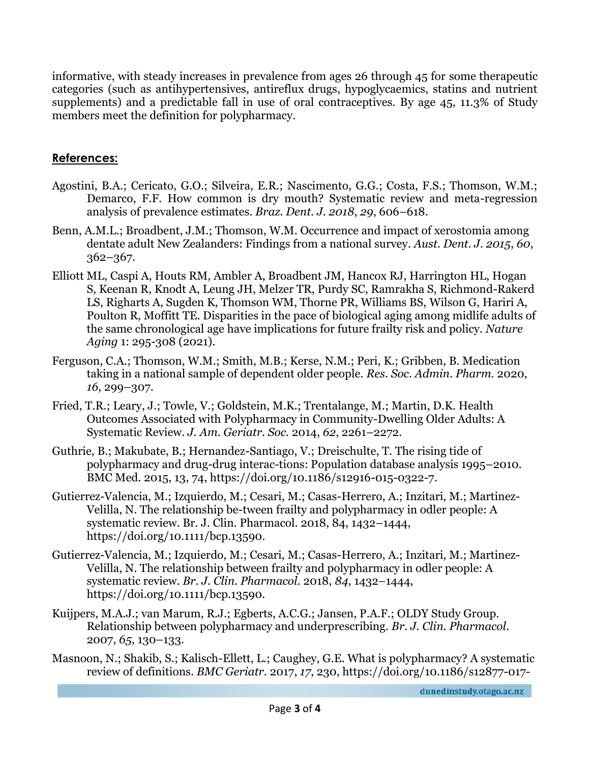informative, with steady increases in prevalence from ages 26 through 45 for some therapeutic categories (such as antihypertensives, antireflux drugs, hypoglycaemics, statins and nutrient supplements) and a predictable fall in use of oral contraceptives. By age 45, 11.3% of Study members meet the definition for polypharmacy.

## References:

Agostini, B.A.; Cericato, G.O.; Silveira, E.R.; Nascimento, G.G.; Costa, F.S.; Thomson, W.M.; Demarco, F.F. How common is dry mouth? Systematic review and meta-regression analysis of prevalence estimates. *Braz. Dent. J. 2018*, *29*, 606–618.

Benn, A.M.L.; Broadbent, J.M.; Thomson, W.M. Occurrence and impact of xerostomia among dentate adult New Zealanders: Findings from a national survey. *Aust. Dent. J. 2015*, *60*, 362–367.

Elliott ML, Caspi A, Houts RM, Ambler A, Broadbent JM, Hancox RJ, Harrington HL, Hogan S, Keenan R, Knodt A, Leung JH, Melzer TR, Purdy SC, Ramrakha S, Richmond-Rakerd LS, Righarts A, Sugden K, Thomson WM, Thorne PR, Williams BS, Wilson G, Hariri A, Poulton R, Moffitt TE. Disparities in the pace of biological aging among midlife adults of the same chronological age have implications for future frailty risk and policy. *Nature Aging* 1: 295-308 (2021).

Ferguson, C.A.; Thomson, W.M.; Smith, M.B.; Kerse, N.M.; Peri, K.; Gribben, B. Medication taking in a national sample of dependent older people. *Res. Soc. Admin. Pharm.* 2020, *16*, 299–307.

Fried, T.R.; Leary, J.; Towle, V.; Goldstein, M.K.; Trentalange, M.; Martin, D.K. Health Outcomes Associated with Polypharmacy in Community-Dwelling Older Adults: A Systematic Review. *J. Am. Geriatr. Soc.* 2014, *62*, 2261–2272.

Guthrie, B.; Makubate, B.; Hernandez-Santiago, V.; Dreischulte, T. The rising tide of polypharmacy and drug-drug interac-tions: Population database analysis 1995–2010. BMC Med. 2015, 13, 74, https://doi.org/10.1186/s12916-015-0322-7.

Gutierrez-Valencia, M.; Izquierdo, M.; Cesari, M.; Casas-Herrero, A.; Inzitari, M.; Martinez-Velilla, N. The relationship be-tween frailty and polypharmacy in odler people: A systematic review. Br. J. Clin. Pharmacol. 2018, 84, 1432–1444, https://doi.org/10.1111/bcp.13590.

Gutierrez-Valencia, M.; Izquierdo, M.; Cesari, M.; Casas-Herrero, A.; Inzitari, M.; Martinez-Velilla, N. The relationship between frailty and polypharmacy in odler people: A systematic review. *Br. J. Clin. Pharmacol.* 2018, *84*, 1432–1444, https://doi.org/10.1111/bcp.13590.

Kuijpers, M.A.J.; van Marum, R.J.; Egberts, A.C.G.; Jansen, P.A.F.; OLDY Study Group. Relationship between polypharmacy and underprescribing. *Br. J. Clin. Pharmacol.* 2007, *65*, 130–133.

Masnoon, N.; Shakib, S.; Kalisch-Ellett, L.; Caughey, G.E. What is polypharmacy? A systematic review of definitions. *BMC Geriatr.* 2017, *17*, 230, https://doi.org/10.1186/s12877-017-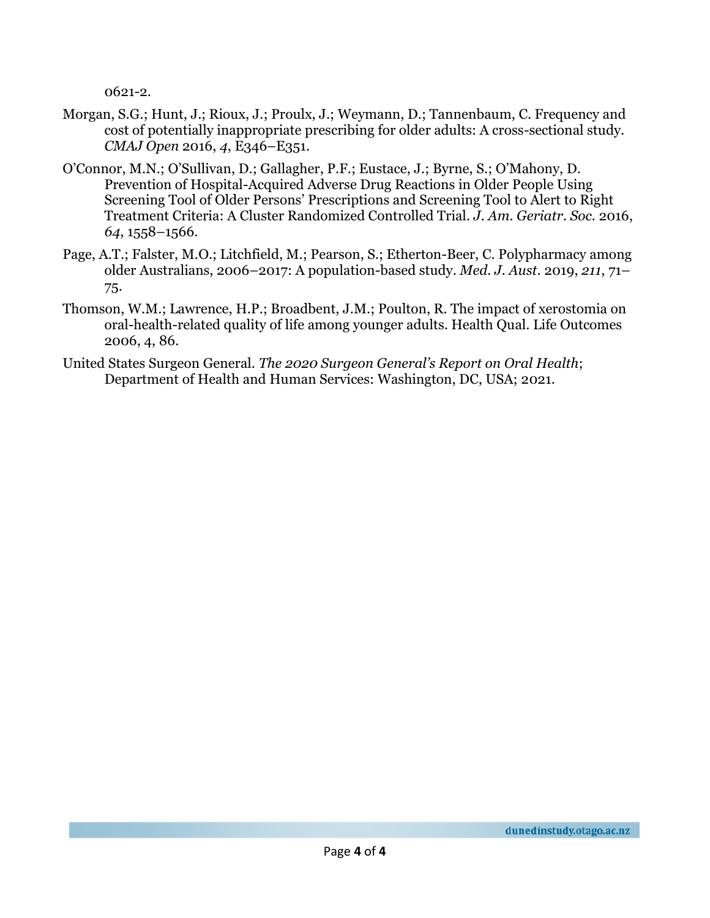0621-2.

Morgan, S.G.; Hunt, J.; Rioux, J.; Proulx, J.; Weymann, D.; Tannenbaum, C. Frequency and cost of potentially inappropriate prescribing for older adults: A cross-sectional study. *CMAJ Open* 2016, *4*, E346–E351.

O'Connor, M.N.; O'Sullivan, D.; Gallagher, P.F.; Eustace, J.; Byrne, S.; O'Mahony, D. Prevention of Hospital-Acquired Adverse Drug Reactions in Older People Using Screening Tool of Older Persons' Prescriptions and Screening Tool to Alert to Right Treatment Criteria: A Cluster Randomized Controlled Trial. *J. Am. Geriatr. Soc.* 2016, *64*, 1558–1566.

Page, A.T.; Falster, M.O.; Litchfield, M.; Pearson, S.; Etherton-Beer, C. Polypharmacy among older Australians, 2006–2017: A population-based study. *Med. J. Aust.* 2019, *211*, 71–75.

Thomson, W.M.; Lawrence, H.P.; Broadbent, J.M.; Poulton, R. The impact of xerostomia on oral-health-related quality of life among younger adults. Health Qual. Life Outcomes 2006, 4, 86.

United States Surgeon General. *The 2020 Surgeon General's Report on Oral Health*; Department of Health and Human Services: Washington, DC, USA; 2021.